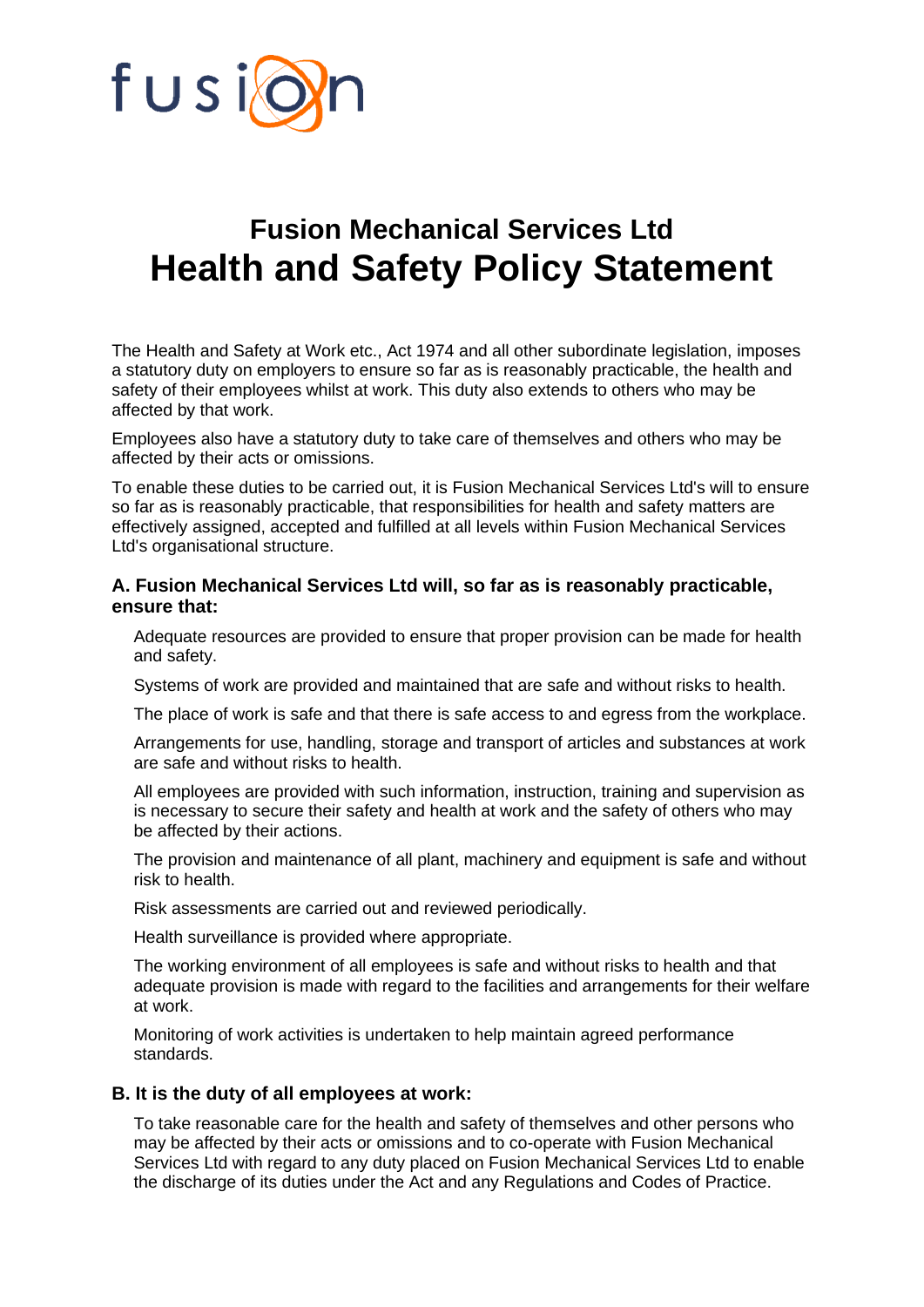# Fusion Mechanical Services Ltd
# Health and Safety Policy Statement

The Health and Safety at Work etc., Act 1974 and all other subordinate legislation, imposes a statutory duty on employers to ensure so far as is reasonably practicable, the health and safety of their employees whilst at work. This duty also extends to others who may be affected by that work.

Employees also have a statutory duty to take care of themselves and others who may be affected by their acts or omissions.

To enable these duties to be carried out, it is Fusion Mechanical Services Ltd's will to ensure so far as is reasonably practicable, that responsibilities for health and safety matters are effectively assigned, accepted and fulfilled at all levels within Fusion Mechanical Services Ltd's organisational structure.

### A. Fusion Mechanical Services Ltd will, so far as is reasonably practicable, ensure that:

Adequate resources are provided to ensure that proper provision can be made for health and safety.

Systems of work are provided and maintained that are safe and without risks to health.

The place of work is safe and that there is safe access to and egress from the workplace.

Arrangements for use, handling, storage and transport of articles and substances at work are safe and without risks to health.

All employees are provided with such information, instruction, training and supervision as is necessary to secure their safety and health at work and the safety of others who may be affected by their actions.

The provision and maintenance of all plant, machinery and equipment is safe and without risk to health.

Risk assessments are carried out and reviewed periodically.

Health surveillance is provided where appropriate.

The working environment of all employees is safe and without risks to health and that adequate provision is made with regard to the facilities and arrangements for their welfare at work.

Monitoring of work activities is undertaken to help maintain agreed performance standards.

### B. It is the duty of all employees at work:

To take reasonable care for the health and safety of themselves and other persons who may be affected by their acts or omissions and to co-operate with Fusion Mechanical Services Ltd with regard to any duty placed on Fusion Mechanical Services Ltd to enable the discharge of its duties under the Act and any Regulations and Codes of Practice.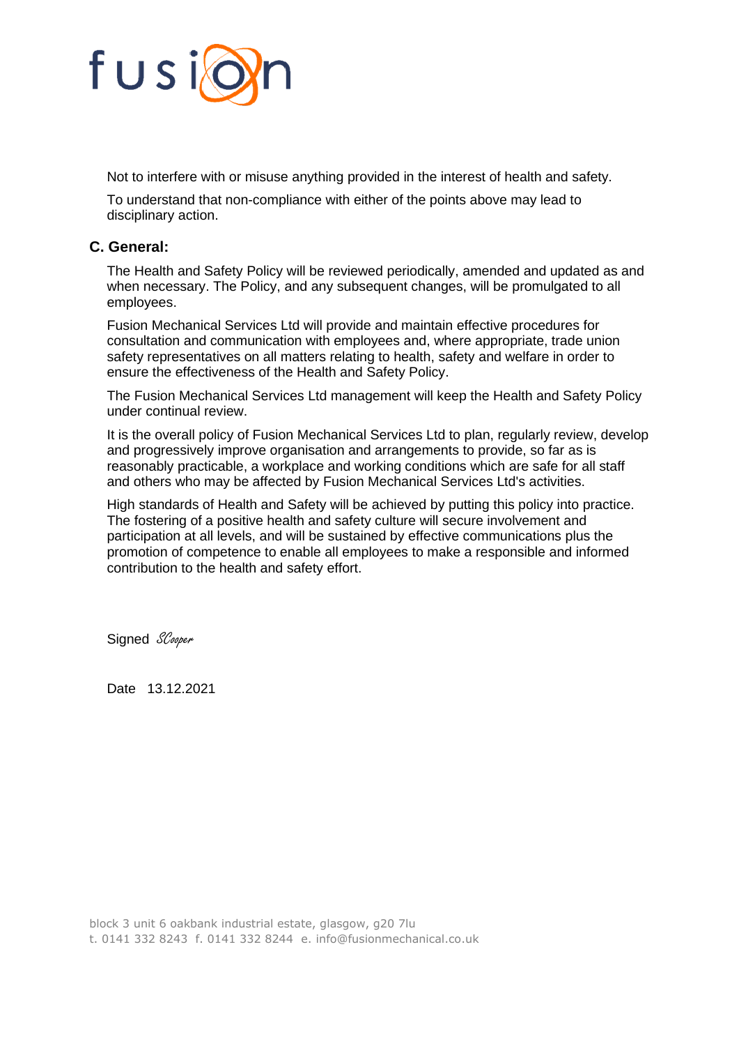Not to interfere with or misuse anything provided in the interest of health and safety.

To understand that non-compliance with either of the points above may lead to disciplinary action.

### C. General:

The Health and Safety Policy will be reviewed periodically, amended and updated as and when necessary. The Policy, and any subsequent changes, will be promulgated to all employees.

Fusion Mechanical Services Ltd will provide and maintain effective procedures for consultation and communication with employees and, where appropriate, trade union safety representatives on all matters relating to health, safety and welfare in order to ensure the effectiveness of the Health and Safety Policy.

The Fusion Mechanical Services Ltd management will keep the Health and Safety Policy under continual review.

It is the overall policy of Fusion Mechanical Services Ltd to plan, regularly review, develop and progressively improve organisation and arrangements to provide, so far as is reasonably practicable, a workplace and working conditions which are safe for all staff and others who may be affected by Fusion Mechanical Services Ltd's activities.

High standards of Health and Safety will be achieved by putting this policy into practice. The fostering of a positive health and safety culture will secure involvement and participation at all levels, and will be sustained by effective communications plus the promotion of competence to enable all employees to make a responsible and informed contribution to the health and safety effort.

Signed *SCooper*

Date 13.12.2021